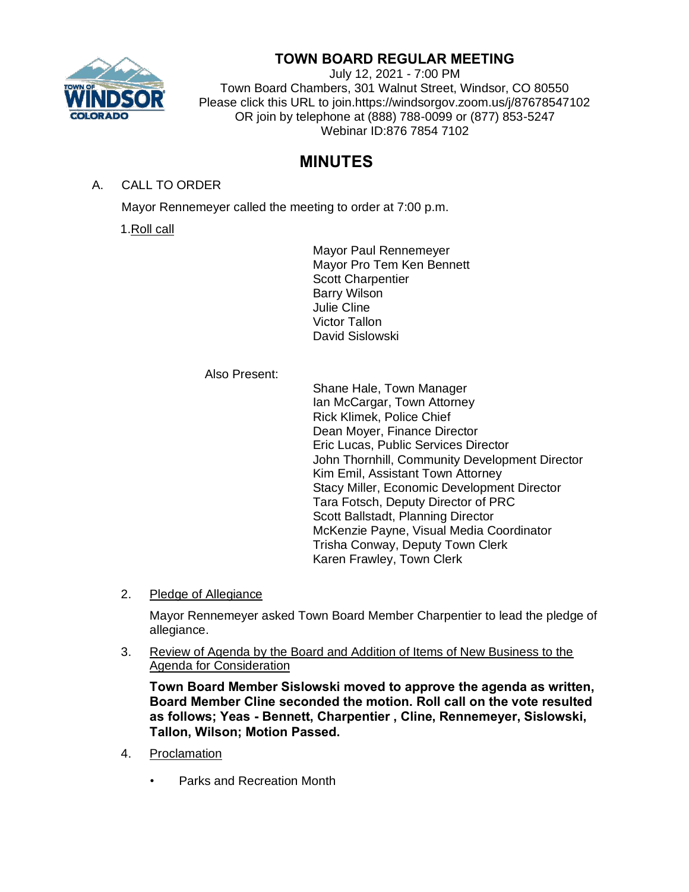# TOWN BOARD REGULAR MEETING

July 12, 2021 - 7:00 PM
Town Board Chambers, 301 Walnut Street, Windsor, CO 80550
Please click this URL to join.https://windsorgov.zoom.us/j/87678547102
OR join by telephone at (888) 788-0099 or (877) 853-5247
Webinar ID:876 7854 7102

# MINUTES

A. CALL TO ORDER

Mayor Rennemeyer called the meeting to order at 7:00 p.m.

1. Roll call

Mayor Paul Rennemeyer
Mayor Pro Tem Ken Bennett
Scott Charpentier
Barry Wilson
Julie Cline
Victor Tallon
David Sislowski

Also Present:

Shane Hale, Town Manager
Ian McCargar, Town Attorney
Rick Klimek, Police Chief
Dean Moyer, Finance Director
Eric Lucas, Public Services Director
John Thornhill, Community Development Director
Kim Emil, Assistant Town Attorney
Stacy Miller, Economic Development Director
Tara Fotsch, Deputy Director of PRC
Scott Ballstadt, Planning Director
McKenzie Payne, Visual Media Coordinator
Trisha Conway, Deputy Town Clerk
Karen Frawley, Town Clerk

2. Pledge of Allegiance

Mayor Rennemeyer asked Town Board Member Charpentier to lead the pledge of allegiance.

3. Review of Agenda by the Board and Addition of Items of New Business to the Agenda for Consideration

**Town Board Member Sislowski moved to approve the agenda as written, Board Member Cline seconded the motion. Roll call on the vote resulted as follows; Yeas - Bennett, Charpentier , Cline, Rennemeyer, Sislowski, Tallon, Wilson; Motion Passed.**

4. Proclamation

- Parks and Recreation Month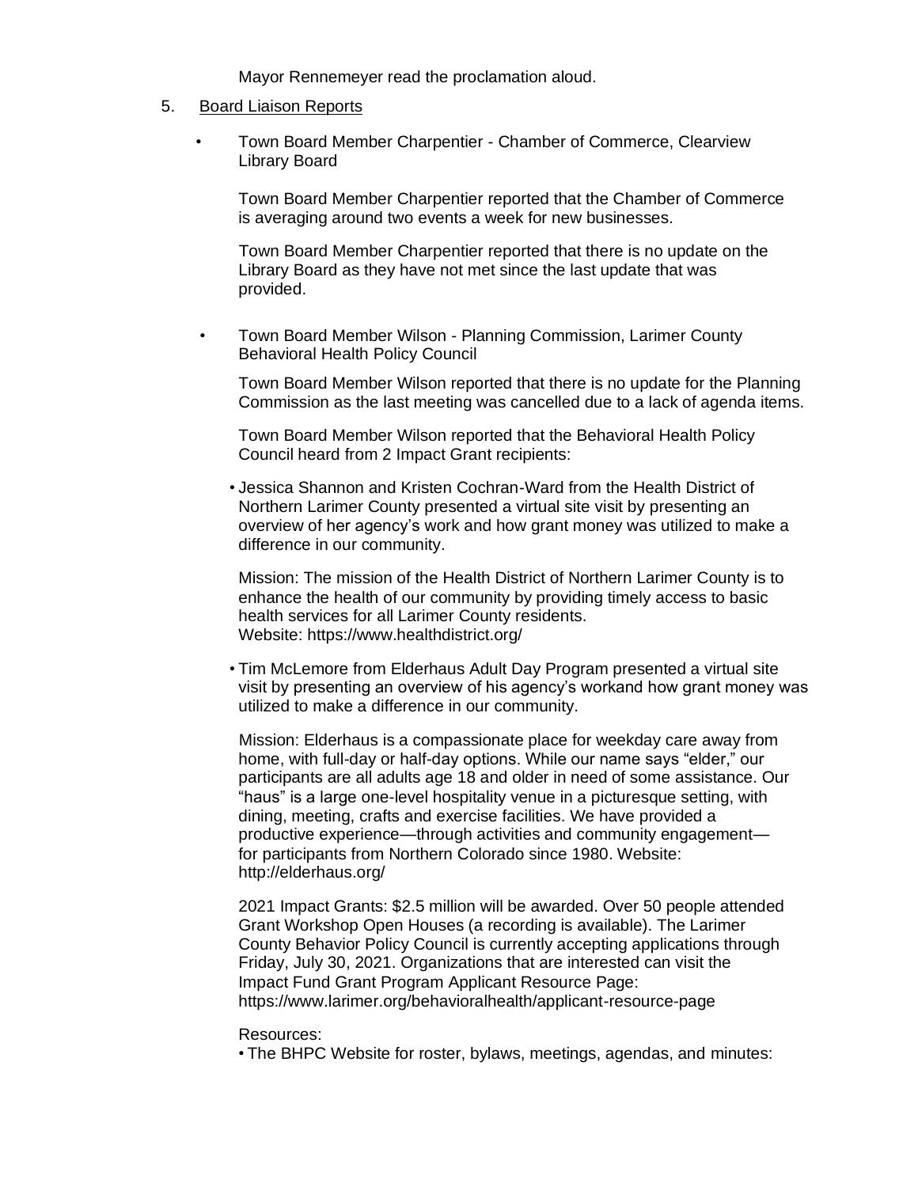Mayor Rennemeyer read the proclamation aloud.

5. Board Liaison Reports

- Town Board Member Charpentier - Chamber of Commerce, Clearview Library Board

  Town Board Member Charpentier reported that the Chamber of Commerce is averaging around two events a week for new businesses.

  Town Board Member Charpentier reported that there is no update on the Library Board as they have not met since the last update that was provided.

- Town Board Member Wilson - Planning Commission, Larimer County Behavioral Health Policy Council

  Town Board Member Wilson reported that there is no update for the Planning Commission as the last meeting was cancelled due to a lack of agenda items.

  Town Board Member Wilson reported that the Behavioral Health Policy Council heard from 2 Impact Grant recipients:

  - Jessica Shannon and Kristen Cochran-Ward from the Health District of Northern Larimer County presented a virtual site visit by presenting an overview of her agency's work and how grant money was utilized to make a difference in our community.

    Mission: The mission of the Health District of Northern Larimer County is to enhance the health of our community by providing timely access to basic health services for all Larimer County residents.
    Website: https://www.healthdistrict.org/

  - Tim McLemore from Elderhaus Adult Day Program presented a virtual site visit by presenting an overview of his agency's workand how grant money was utilized to make a difference in our community.

    Mission: Elderhaus is a compassionate place for weekday care away from home, with full-day or half-day options. While our name says "elder," our participants are all adults age 18 and older in need of some assistance. Our "haus" is a large one-level hospitality venue in a picturesque setting, with dining, meeting, crafts and exercise facilities. We have provided a productive experience—through activities and community engagement—for participants from Northern Colorado since 1980. Website: http://elderhaus.org/

  2021 Impact Grants: $2.5 million will be awarded. Over 50 people attended Grant Workshop Open Houses (a recording is available). The Larimer County Behavior Policy Council is currently accepting applications through Friday, July 30, 2021. Organizations that are interested can visit the Impact Fund Grant Program Applicant Resource Page: https://www.larimer.org/behavioralhealth/applicant-resource-page

  Resources:
  - The BHPC Website for roster, bylaws, meetings, agendas, and minutes: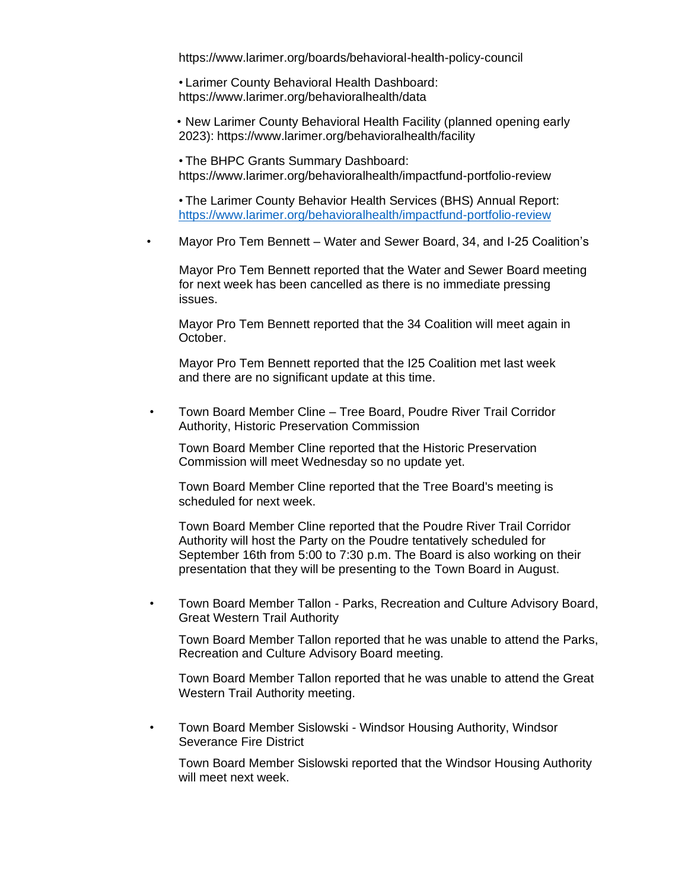https://www.larimer.org/boards/behavioral-health-policy-council

- Larimer County Behavioral Health Dashboard: https://www.larimer.org/behavioralhealth/data

- New Larimer County Behavioral Health Facility (planned opening early 2023): https://www.larimer.org/behavioralhealth/facility

- The BHPC Grants Summary Dashboard: https://www.larimer.org/behavioralhealth/impactfund-portfolio-review

- The Larimer County Behavior Health Services (BHS) Annual Report: https://www.larimer.org/behavioralhealth/impactfund-portfolio-review

- Mayor Pro Tem Bennett – Water and Sewer Board, 34, and I-25 Coalition's

  Mayor Pro Tem Bennett reported that the Water and Sewer Board meeting for next week has been cancelled as there is no immediate pressing issues.

  Mayor Pro Tem Bennett reported that the 34 Coalition will meet again in October.

  Mayor Pro Tem Bennett reported that the I25 Coalition met last week and there are no significant update at this time.

- Town Board Member Cline – Tree Board, Poudre River Trail Corridor Authority, Historic Preservation Commission

  Town Board Member Cline reported that the Historic Preservation Commission will meet Wednesday so no update yet.

  Town Board Member Cline reported that the Tree Board's meeting is scheduled for next week.

  Town Board Member Cline reported that the Poudre River Trail Corridor Authority will host the Party on the Poudre tentatively scheduled for September 16th from 5:00 to 7:30 p.m. The Board is also working on their presentation that they will be presenting to the Town Board in August.

- Town Board Member Tallon - Parks, Recreation and Culture Advisory Board, Great Western Trail Authority

  Town Board Member Tallon reported that he was unable to attend the Parks, Recreation and Culture Advisory Board meeting.

  Town Board Member Tallon reported that he was unable to attend the Great Western Trail Authority meeting.

- Town Board Member Sislowski - Windsor Housing Authority, Windsor Severance Fire District

  Town Board Member Sislowski reported that the Windsor Housing Authority will meet next week.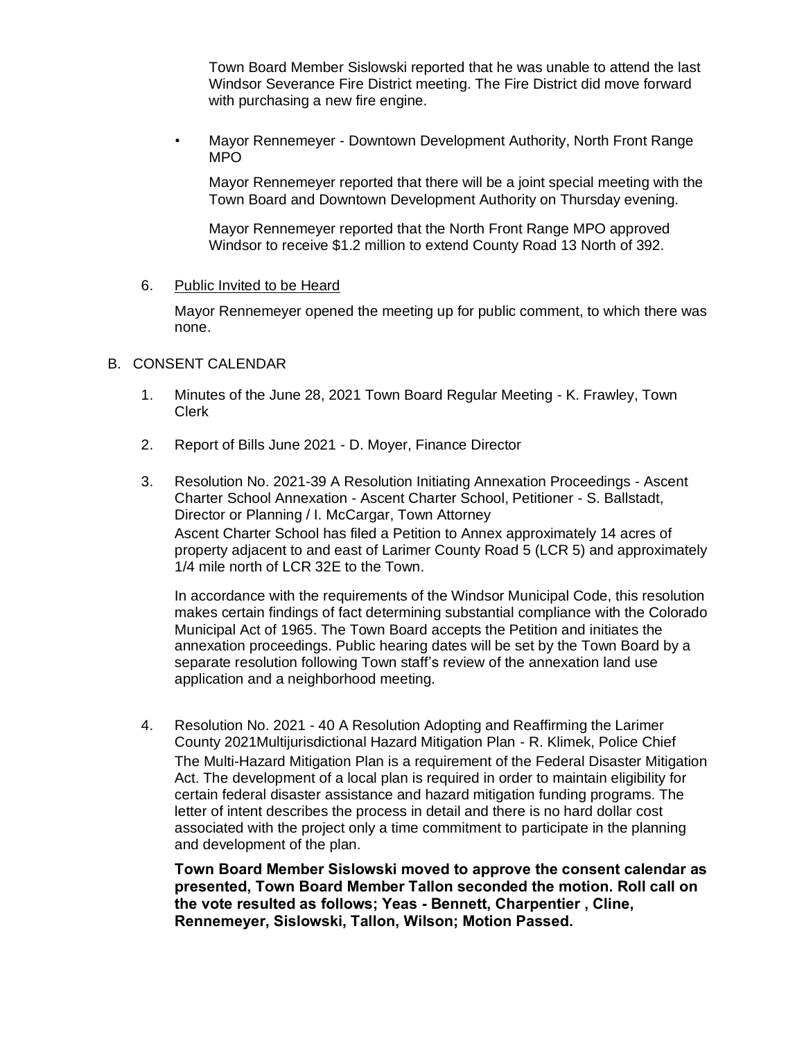Town Board Member Sislowski reported that he was unable to attend the last Windsor Severance Fire District meeting. The Fire District did move forward with purchasing a new fire engine.

- Mayor Rennemeyer - Downtown Development Authority, North Front Range MPO

  Mayor Rennemeyer reported that there will be a joint special meeting with the Town Board and Downtown Development Authority on Thursday evening.

  Mayor Rennemeyer reported that the North Front Range MPO approved Windsor to receive $1.2 million to extend County Road 13 North of 392.

6. Public Invited to be Heard

   Mayor Rennemeyer opened the meeting up for public comment, to which there was none.

B. CONSENT CALENDAR

1. Minutes of the June 28, 2021 Town Board Regular Meeting - K. Frawley, Town Clerk

2. Report of Bills June 2021 - D. Moyer, Finance Director

3. Resolution No. 2021-39 A Resolution Initiating Annexation Proceedings - Ascent Charter School Annexation - Ascent Charter School, Petitioner - S. Ballstadt, Director or Planning / I. McCargar, Town Attorney

   Ascent Charter School has filed a Petition to Annex approximately 14 acres of property adjacent to and east of Larimer County Road 5 (LCR 5) and approximately 1/4 mile north of LCR 32E to the Town.

   In accordance with the requirements of the Windsor Municipal Code, this resolution makes certain findings of fact determining substantial compliance with the Colorado Municipal Act of 1965. The Town Board accepts the Petition and initiates the annexation proceedings. Public hearing dates will be set by the Town Board by a separate resolution following Town staff's review of the annexation land use application and a neighborhood meeting.

4. Resolution No. 2021 - 40 A Resolution Adopting and Reaffirming the Larimer County 2021Multijurisdictional Hazard Mitigation Plan - R. Klimek, Police Chief

   The Multi-Hazard Mitigation Plan is a requirement of the Federal Disaster Mitigation Act. The development of a local plan is required in order to maintain eligibility for certain federal disaster assistance and hazard mitigation funding programs. The letter of intent describes the process in detail and there is no hard dollar cost associated with the project only a time commitment to participate in the planning and development of the plan.

**Town Board Member Sislowski moved to approve the consent calendar as presented, Town Board Member Tallon seconded the motion. Roll call on the vote resulted as follows; Yeas - Bennett, Charpentier , Cline, Rennemeyer, Sislowski, Tallon, Wilson; Motion Passed.**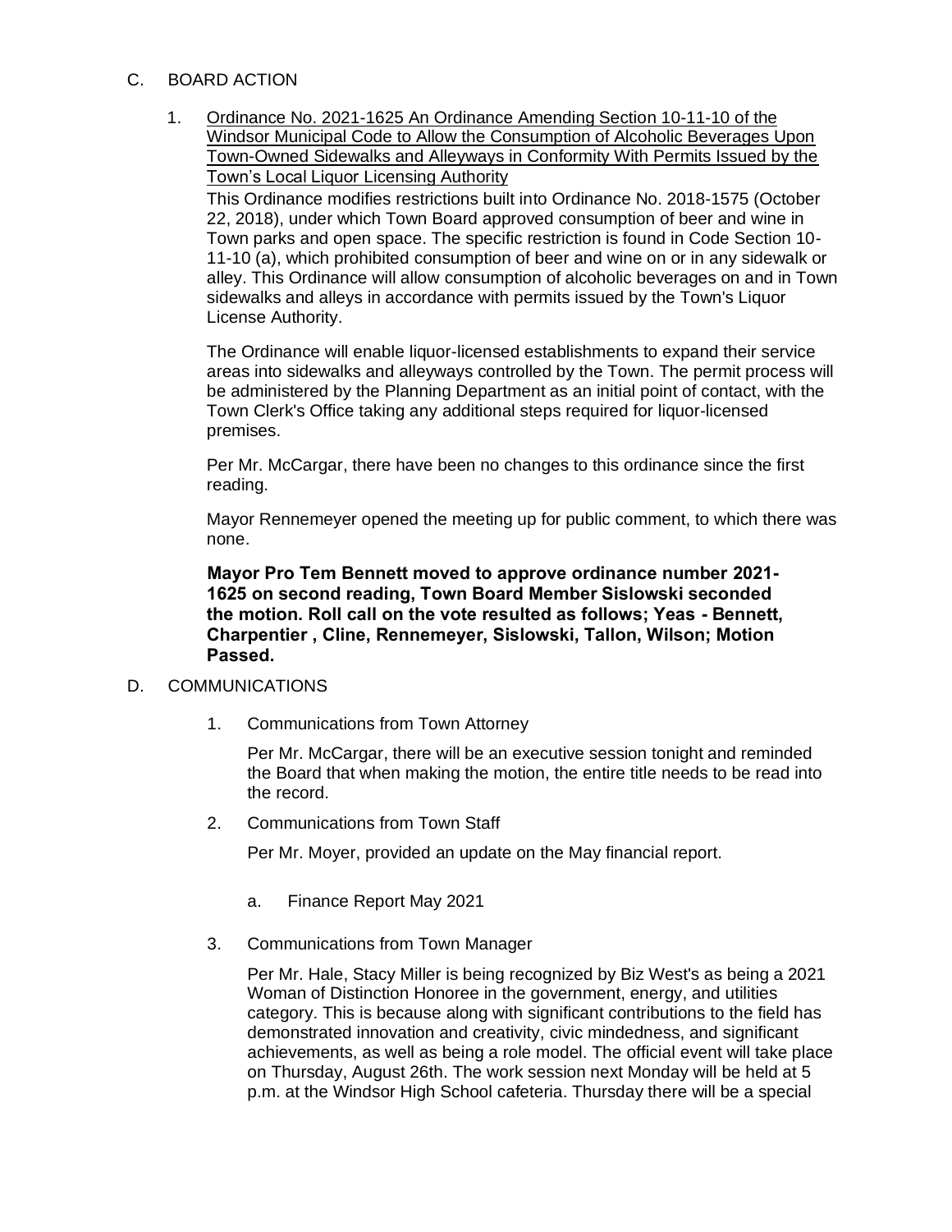C. BOARD ACTION

1. <u>Ordinance No. 2021-1625 An Ordinance Amending Section 10-11-10 of the Windsor Municipal Code to Allow the Consumption of Alcoholic Beverages Upon Town-Owned Sidewalks and Alleyways in Conformity With Permits Issued by the Town's Local Liquor Licensing Authority</u>

   This Ordinance modifies restrictions built into Ordinance No. 2018-1575 (October 22, 2018), under which Town Board approved consumption of beer and wine in Town parks and open space. The specific restriction is found in Code Section 10-11-10 (a), which prohibited consumption of beer and wine on or in any sidewalk or alley. This Ordinance will allow consumption of alcoholic beverages on and in Town sidewalks and alleys in accordance with permits issued by the Town's Liquor License Authority.

   The Ordinance will enable liquor-licensed establishments to expand their service areas into sidewalks and alleyways controlled by the Town. The permit process will be administered by the Planning Department as an initial point of contact, with the Town Clerk's Office taking any additional steps required for liquor-licensed premises.

   Per Mr. McCargar, there have been no changes to this ordinance since the first reading.

   Mayor Rennemeyer opened the meeting up for public comment, to which there was none.

   **Mayor Pro Tem Bennett moved to approve ordinance number 2021-1625 on second reading, Town Board Member Sislowski seconded the motion. Roll call on the vote resulted as follows; Yeas - Bennett, Charpentier , Cline, Rennemeyer, Sislowski, Tallon, Wilson; Motion Passed.**

D. COMMUNICATIONS

1. Communications from Town Attorney

   Per Mr. McCargar, there will be an executive session tonight and reminded the Board that when making the motion, the entire title needs to be read into the record.

2. Communications from Town Staff

   Per Mr. Moyer, provided an update on the May financial report.

   a. Finance Report May 2021

3. Communications from Town Manager

   Per Mr. Hale, Stacy Miller is being recognized by Biz West's as being a 2021 Woman of Distinction Honoree in the government, energy, and utilities category. This is because along with significant contributions to the field has demonstrated innovation and creativity, civic mindedness, and significant achievements, as well as being a role model. The official event will take place on Thursday, August 26th. The work session next Monday will be held at 5 p.m. at the Windsor High School cafeteria. Thursday there will be a special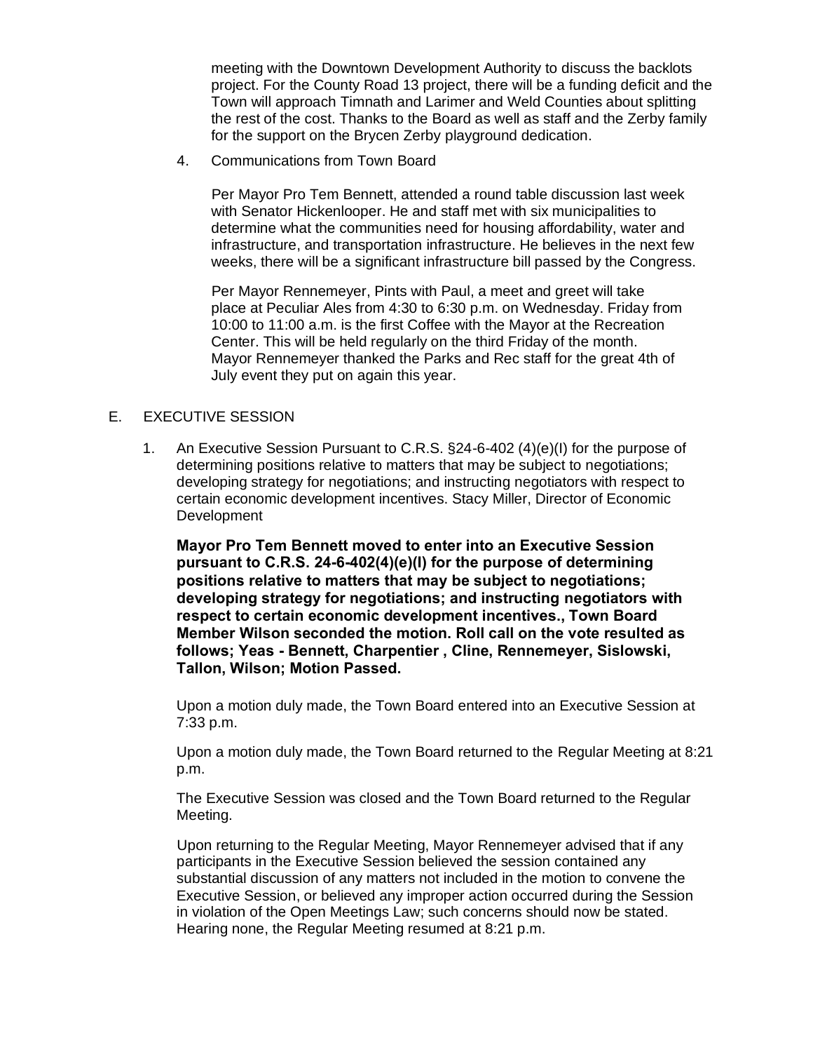meeting with the Downtown Development Authority to discuss the backlots project. For the County Road 13 project, there will be a funding deficit and the Town will approach Timnath and Larimer and Weld Counties about splitting the rest of the cost. Thanks to the Board as well as staff and the Zerby family for the support on the Brycen Zerby playground dedication.

4. Communications from Town Board

Per Mayor Pro Tem Bennett, attended a round table discussion last week with Senator Hickenlooper. He and staff met with six municipalities to determine what the communities need for housing affordability, water and infrastructure, and transportation infrastructure. He believes in the next few weeks, there will be a significant infrastructure bill passed by the Congress.

Per Mayor Rennemeyer, Pints with Paul, a meet and greet will take place at Peculiar Ales from 4:30 to 6:30 p.m. on Wednesday. Friday from 10:00 to 11:00 a.m. is the first Coffee with the Mayor at the Recreation Center. This will be held regularly on the third Friday of the month. Mayor Rennemeyer thanked the Parks and Rec staff for the great 4th of July event they put on again this year.

E. EXECUTIVE SESSION

1. An Executive Session Pursuant to C.R.S. §24-6-402 (4)(e)(I) for the purpose of determining positions relative to matters that may be subject to negotiations; developing strategy for negotiations; and instructing negotiators with respect to certain economic development incentives. Stacy Miller, Director of Economic Development

**Mayor Pro Tem Bennett moved to enter into an Executive Session pursuant to C.R.S. 24-6-402(4)(e)(I) for the purpose of determining positions relative to matters that may be subject to negotiations; developing strategy for negotiations; and instructing negotiators with respect to certain economic development incentives., Town Board Member Wilson seconded the motion. Roll call on the vote resulted as follows; Yeas - Bennett, Charpentier , Cline, Rennemeyer, Sislowski, Tallon, Wilson; Motion Passed.**

Upon a motion duly made, the Town Board entered into an Executive Session at 7:33 p.m.

Upon a motion duly made, the Town Board returned to the Regular Meeting at 8:21 p.m.

The Executive Session was closed and the Town Board returned to the Regular Meeting.

Upon returning to the Regular Meeting, Mayor Rennemeyer advised that if any participants in the Executive Session believed the session contained any substantial discussion of any matters not included in the motion to convene the Executive Session, or believed any improper action occurred during the Session in violation of the Open Meetings Law; such concerns should now be stated. Hearing none, the Regular Meeting resumed at 8:21 p.m.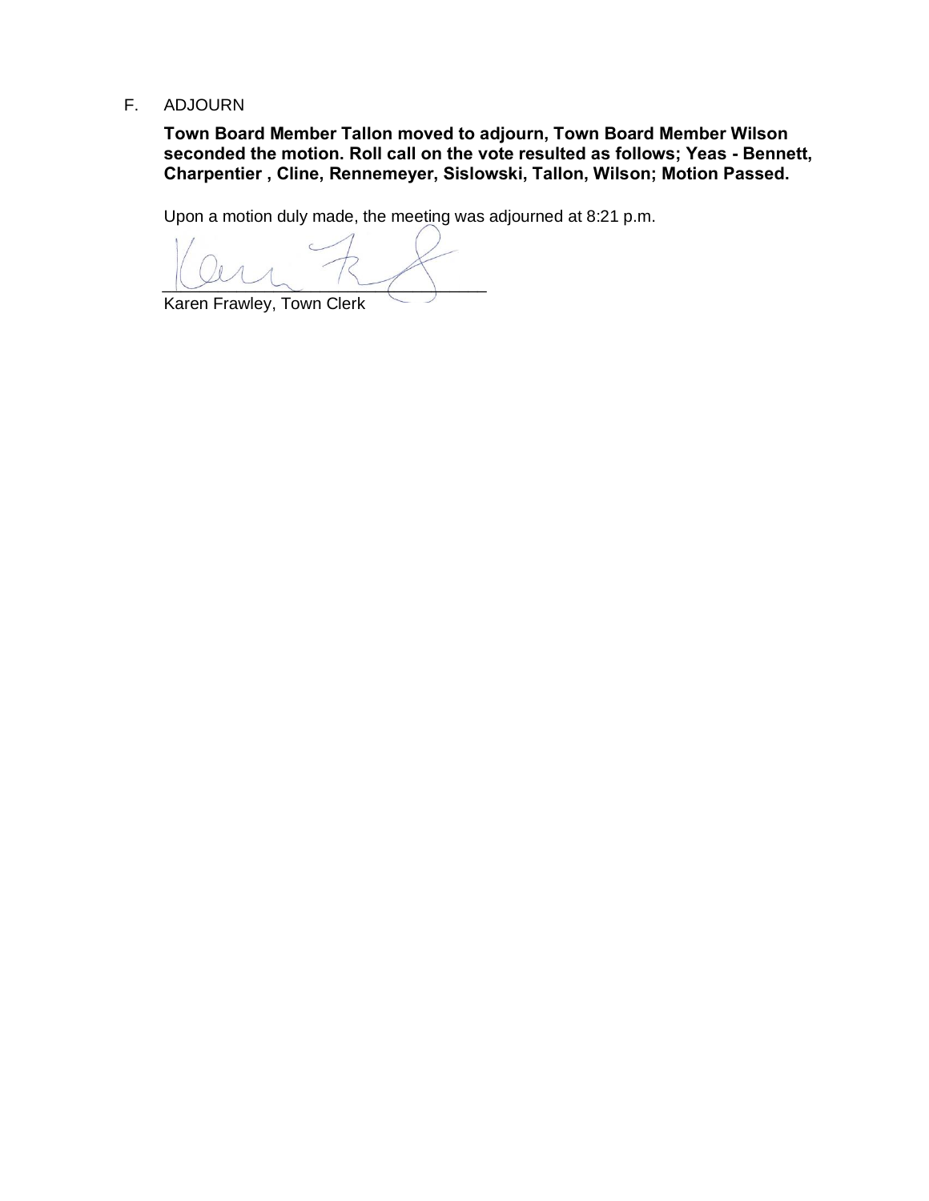F. ADJOURN

**Town Board Member Tallon moved to adjourn, Town Board Member Wilson seconded the motion. Roll call on the vote resulted as follows; Yeas - Bennett, Charpentier , Cline, Rennemeyer, Sislowski, Tallon, Wilson; Motion Passed.**

Upon a motion duly made, the meeting was adjourned at 8:21 p.m.

\_\_\_\_\_\_\_\_\_\_\_\_\_\_\_\_\_\_\_\_\_\_\_\_\_\_\_\_\_\_\_\_\_\_

Karen Frawley, Town Clerk